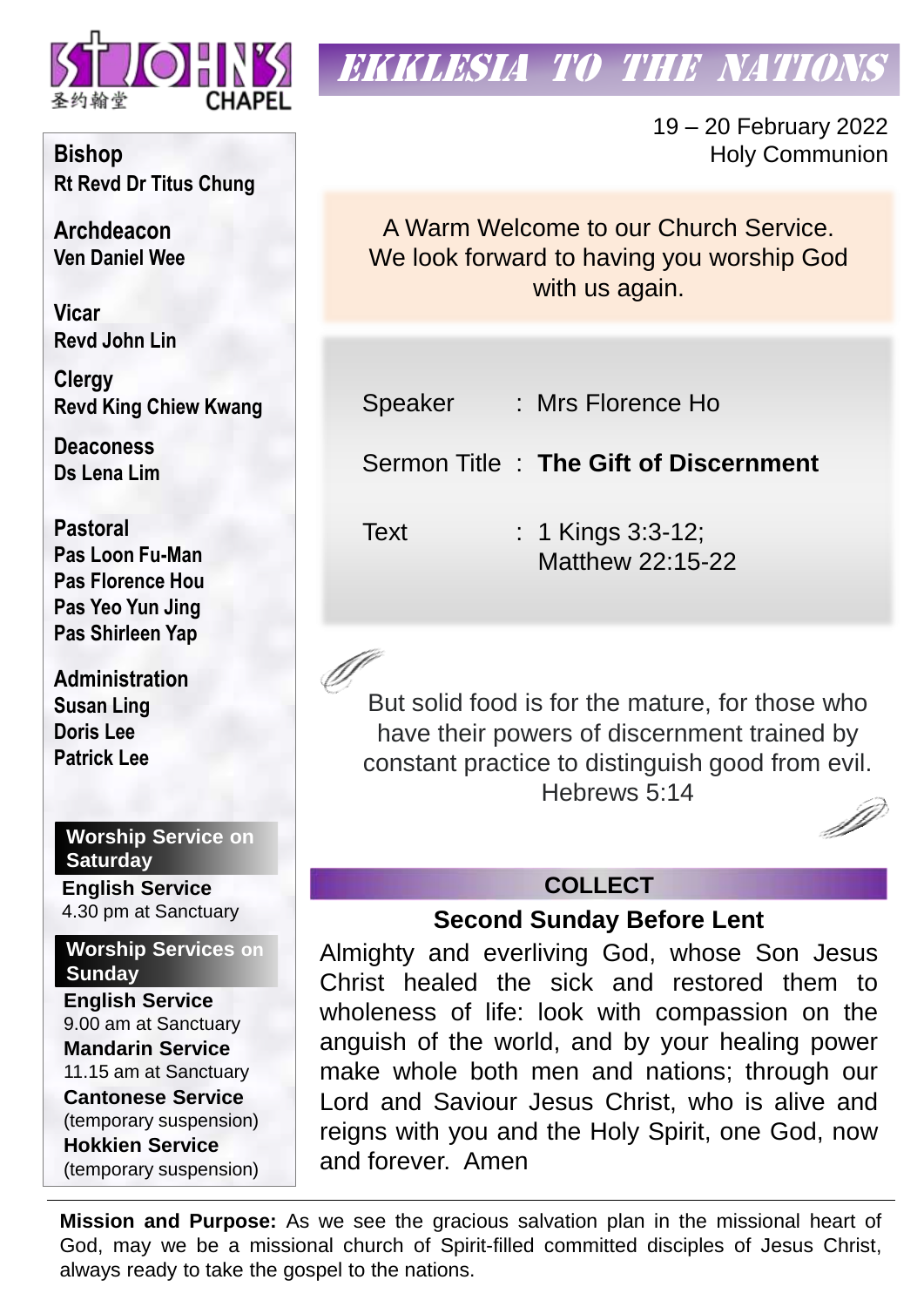ST JOHN'S CHAPEL 圣约翰堂

# EKKLESIA TO THE NATIONS

19 – 20 February 2022
Holy Communion

**Bishop**
**Rt Revd Dr Titus Chung**

**Archdeacon**
**Ven Daniel Wee**

**Vicar**
**Revd John Lin**

**Clergy**
**Revd King Chiew Kwang**

**Deaconess**
**Ds Lena Lim**

**Pastoral**
**Pas Loon Fu-Man**
**Pas Florence Hou**
**Pas Yeo Yun Jing**
**Pas Shirleen Yap**

**Administration**
**Susan Ling**
**Doris Lee**
**Patrick Lee**

**Worship Service on Saturday**

**English Service**
4.30 pm at Sanctuary

**Worship Services on Sunday**

**English Service**
9.00 am at Sanctuary

**Mandarin Service**
11.15 am at Sanctuary

**Cantonese Service**
(temporary suspension)

**Hokkien Service**
(temporary suspension)

A Warm Welcome to our Church Service.
We look forward to having you worship God with us again.

Speaker : Mrs Florence Ho

Sermon Title : **The Gift of Discernment**

Text : 1 Kings 3:3-12;
Matthew 22:15-22

But solid food is for the mature, for those who have their powers of discernment trained by constant practice to distinguish good from evil.
Hebrews 5:14

## COLLECT

### Second Sunday Before Lent

Almighty and everliving God, whose Son Jesus Christ healed the sick and restored them to wholeness of life: look with compassion on the anguish of the world, and by your healing power make whole both men and nations; through our Lord and Saviour Jesus Christ, who is alive and reigns with you and the Holy Spirit, one God, now and forever. Amen

**Mission and Purpose:** As we see the gracious salvation plan in the missional heart of God, may we be a missional church of Spirit-filled committed disciples of Jesus Christ, always ready to take the gospel to the nations.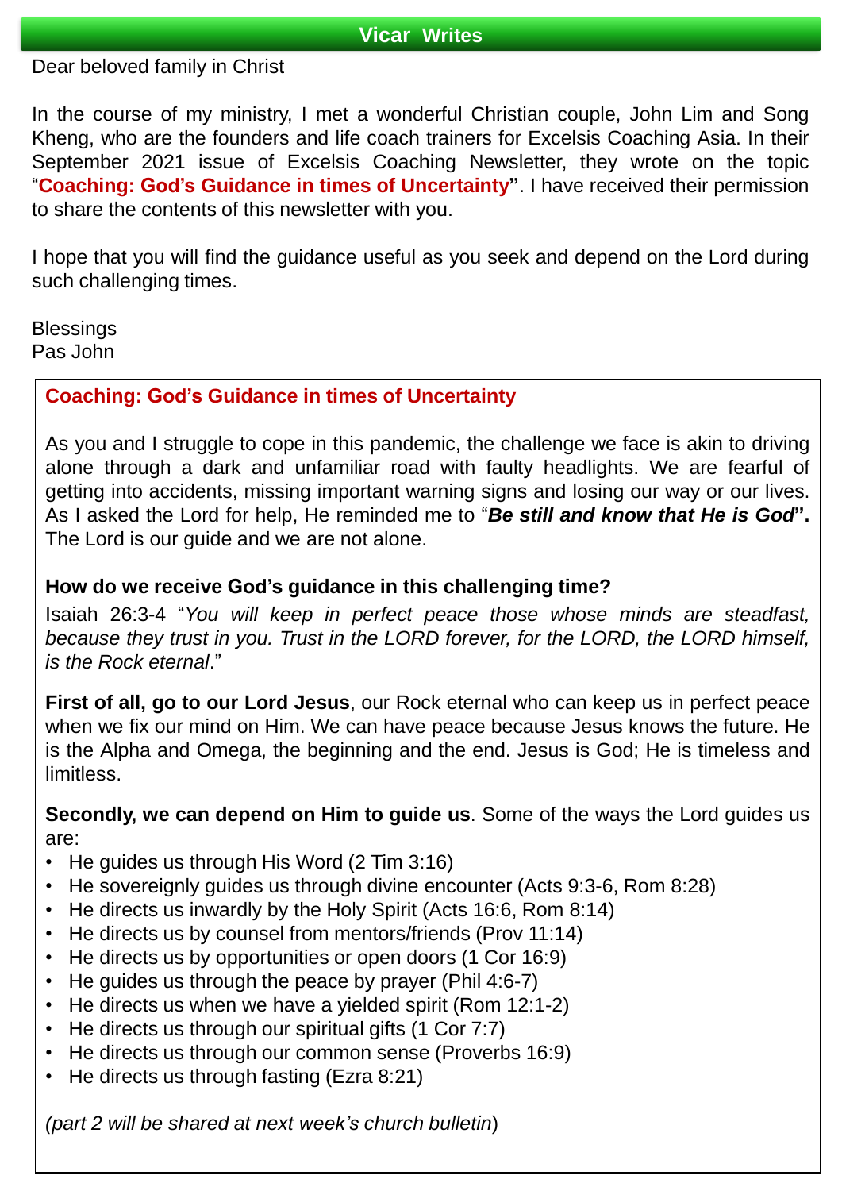## Vicar Writes

Dear beloved family in Christ

In the course of my ministry, I met a wonderful Christian couple, John Lim and Song Kheng, who are the founders and life coach trainers for Excelsis Coaching Asia. In their September 2021 issue of Excelsis Coaching Newsletter, they wrote on the topic "**Coaching: God's Guidance in times of Uncertainty**". I have received their permission to share the contents of this newsletter with you.

I hope that you will find the guidance useful as you seek and depend on the Lord during such challenging times.

Blessings
Pas John

### Coaching: God's Guidance in times of Uncertainty

As you and I struggle to cope in this pandemic, the challenge we face is akin to driving alone through a dark and unfamiliar road with faulty headlights. We are fearful of getting into accidents, missing important warning signs and losing our way or our lives. As I asked the Lord for help, He reminded me to "***Be still and know that He is God***". The Lord is our guide and we are not alone.

**How do we receive God's guidance in this challenging time?**

Isaiah 26:3-4 "*You will keep in perfect peace those whose minds are steadfast, because they trust in you. Trust in the LORD forever, for the LORD, the LORD himself, is the Rock eternal*."

**First of all, go to our Lord Jesus**, our Rock eternal who can keep us in perfect peace when we fix our mind on Him. We can have peace because Jesus knows the future. He is the Alpha and Omega, the beginning and the end. Jesus is God; He is timeless and limitless.

**Secondly, we can depend on Him to guide us**. Some of the ways the Lord guides us are:

- He guides us through His Word (2 Tim 3:16)
- He sovereignly guides us through divine encounter (Acts 9:3-6, Rom 8:28)
- He directs us inwardly by the Holy Spirit (Acts 16:6, Rom 8:14)
- He directs us by counsel from mentors/friends (Prov 11:14)
- He directs us by opportunities or open doors (1 Cor 16:9)
- He guides us through the peace by prayer (Phil 4:6-7)
- He directs us when we have a yielded spirit (Rom 12:1-2)
- He directs us through our spiritual gifts (1 Cor 7:7)
- He directs us through our common sense (Proverbs 16:9)
- He directs us through fasting (Ezra 8:21)

*(part 2 will be shared at next week's church bulletin)*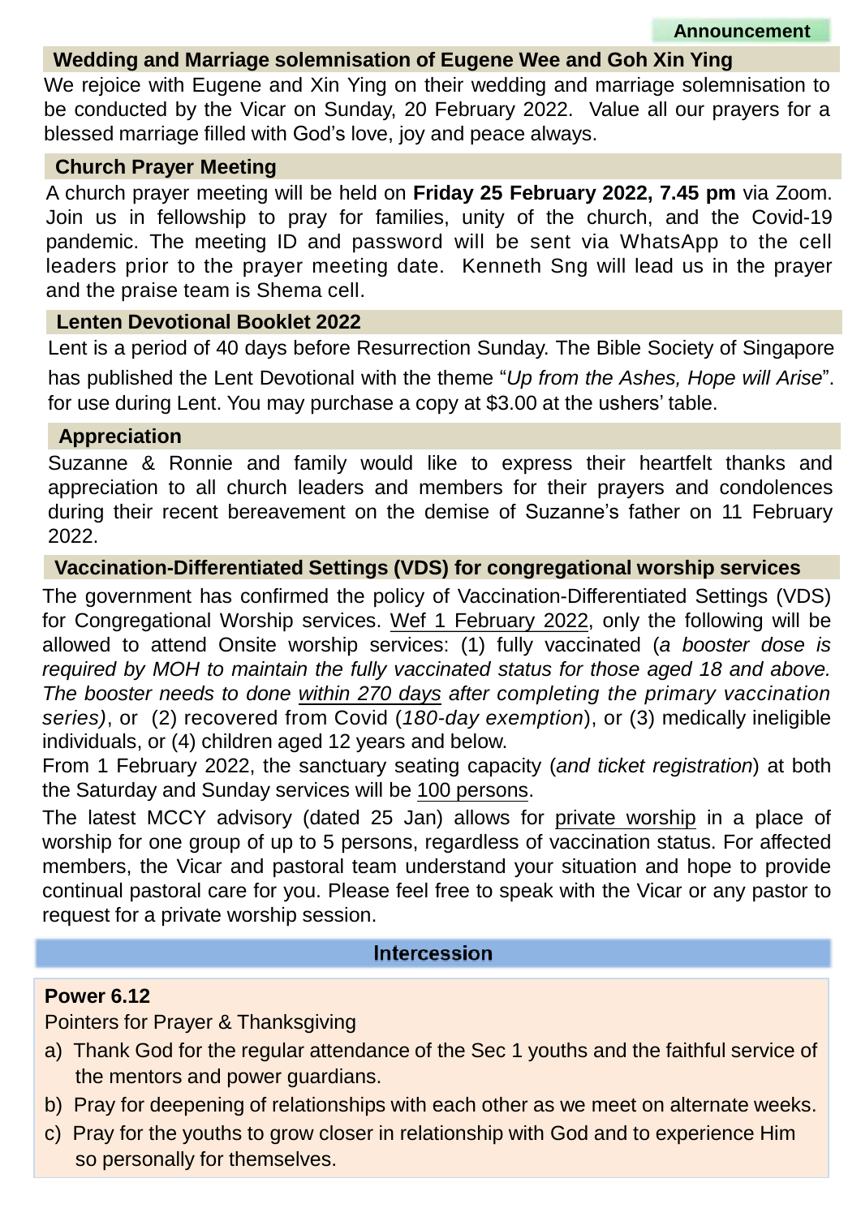Announcement

## Wedding and Marriage solemnisation of Eugene Wee and Goh Xin Ying

We rejoice with Eugene and Xin Ying on their wedding and marriage solemnisation to be conducted by the Vicar on Sunday, 20 February 2022. Value all our prayers for a blessed marriage filled with God's love, joy and peace always.

## Church Prayer Meeting

A church prayer meeting will be held on **Friday 25 February 2022, 7.45 pm** via Zoom. Join us in fellowship to pray for families, unity of the church, and the Covid-19 pandemic. The meeting ID and password will be sent via WhatsApp to the cell leaders prior to the prayer meeting date. Kenneth Sng will lead us in the prayer and the praise team is Shema cell.

## Lenten Devotional Booklet 2022

Lent is a period of 40 days before Resurrection Sunday. The Bible Society of Singapore has published the Lent Devotional with the theme "*Up from the Ashes, Hope will Arise*". for use during Lent. You may purchase a copy at $3.00 at the ushers' table.

## Appreciation

Suzanne & Ronnie and family would like to express their heartfelt thanks and appreciation to all church leaders and members for their prayers and condolences during their recent bereavement on the demise of Suzanne's father on 11 February 2022.

## Vaccination-Differentiated Settings (VDS) for congregational worship services

The government has confirmed the policy of Vaccination-Differentiated Settings (VDS) for Congregational Worship services. Wef 1 February 2022, only the following will be allowed to attend Onsite worship services: (1) fully vaccinated (*a booster dose is required by MOH to maintain the fully vaccinated status for those aged 18 and above. The booster needs to done within 270 days after completing the primary vaccination series)*, or (2) recovered from Covid (*180-day exemption*), or (3) medically ineligible individuals, or (4) children aged 12 years and below.

From 1 February 2022, the sanctuary seating capacity (*and ticket registration*) at both the Saturday and Sunday services will be 100 persons.

The latest MCCY advisory (dated 25 Jan) allows for private worship in a place of worship for one group of up to 5 persons, regardless of vaccination status. For affected members, the Vicar and pastoral team understand your situation and hope to provide continual pastoral care for you. Please feel free to speak with the Vicar or any pastor to request for a private worship session.

# Intercession

**Power 6.12**

Pointers for Prayer & Thanksgiving

a) Thank God for the regular attendance of the Sec 1 youths and the faithful service of the mentors and power guardians.

b) Pray for deepening of relationships with each other as we meet on alternate weeks.

c) Pray for the youths to grow closer in relationship with God and to experience Him so personally for themselves.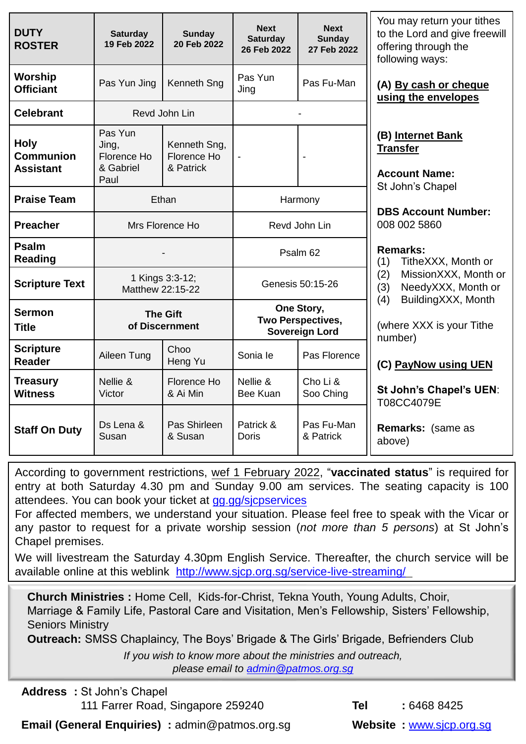| DUTY ROSTER | Saturday 19 Feb 2022 | Sunday 20 Feb 2022 | Next Saturday 26 Feb 2022 | Next Sunday 27 Feb 2022 |
|---|---|---|---|---|
| **Worship Officiant** | Pas Yun Jing | Kenneth Sng | Pas Yun Jing | Pas Fu-Man |
| **Celebrant** | Revd John Lin | | - | |
| **Holy Communion Assistant** | Pas Yun Jing, Florence Ho & Gabriel Paul | Kenneth Sng, Florence Ho & Patrick | - | - |
| **Praise Team** | Ethan | | Harmony | |
| **Preacher** | Mrs Florence Ho | | Revd John Lin | |
| **Psalm Reading** | - | | Psalm 62 | |
| **Scripture Text** | 1 Kings 3:3-12; Matthew 22:15-22 | | Genesis 50:15-26 | |
| **Sermon Title** | **The Gift of Discernment** | | **One Story, Two Perspectives, Sovereign Lord** | |
| **Scripture Reader** | Aileen Tung | Choo Heng Yu | Sonia Ie | Pas Florence |
| **Treasury Witness** | Nellie & Victor | Florence Ho & Ai Min | Nellie & Bee Kuan | Cho Li & Soo Ching |
| **Staff On Duty** | Ds Lena & Susan | Pas Shirleen & Susan | Patrick & Doris | Pas Fu-Man & Patrick |

You may return your tithes to the Lord and give freewill offering through the following ways:

**(A) By cash or cheque using the envelopes**

**(B) Internet Bank Transfer**

**Account Name:**
St John's Chapel

**DBS Account Number:**
008 002 5860

**Remarks:**
(1) TitheXXX, Month or
(2) MissionXXX, Month or
(3) NeedyXXX, Month or
(4) BuildingXXX, Month

(where XXX is your Tithe number)

**(C) PayNow using UEN**

**St John's Chapel's UEN**: T08CC4079E

**Remarks:** (same as above)

According to government restrictions, wef 1 February 2022, "**vaccinated status**" is required for entry at both Saturday 4.30 pm and Sunday 9.00 am services. The seating capacity is 100 attendees. You can book your ticket at gg.gg/sjcpservices

For affected members, we understand your situation. Please feel free to speak with the Vicar or any pastor to request for a private worship session (*not more than 5 persons*) at St John's Chapel premises.

We will livestream the Saturday 4.30pm English Service. Thereafter, the church service will be available online at this weblink http://www.sjcp.org.sg/service-live-streaming/

**Church Ministries :** Home Cell, Kids-for-Christ, Tekna Youth, Young Adults, Choir, Marriage & Family Life, Pastoral Care and Visitation, Men's Fellowship, Sisters' Fellowship, Seniors Ministry

**Outreach:** SMSS Chaplaincy, The Boys' Brigade & The Girls' Brigade, Befrienders Club

*If you wish to know more about the ministries and outreach, please email to admin@patmos.org.sg*

**Address :** St John's Chapel
111 Farrer Road, Singapore 259240

**Tel :** 6468 8425

**Email (General Enquiries) :** admin@patmos.org.sg

**Website :** www.sjcp.org.sg